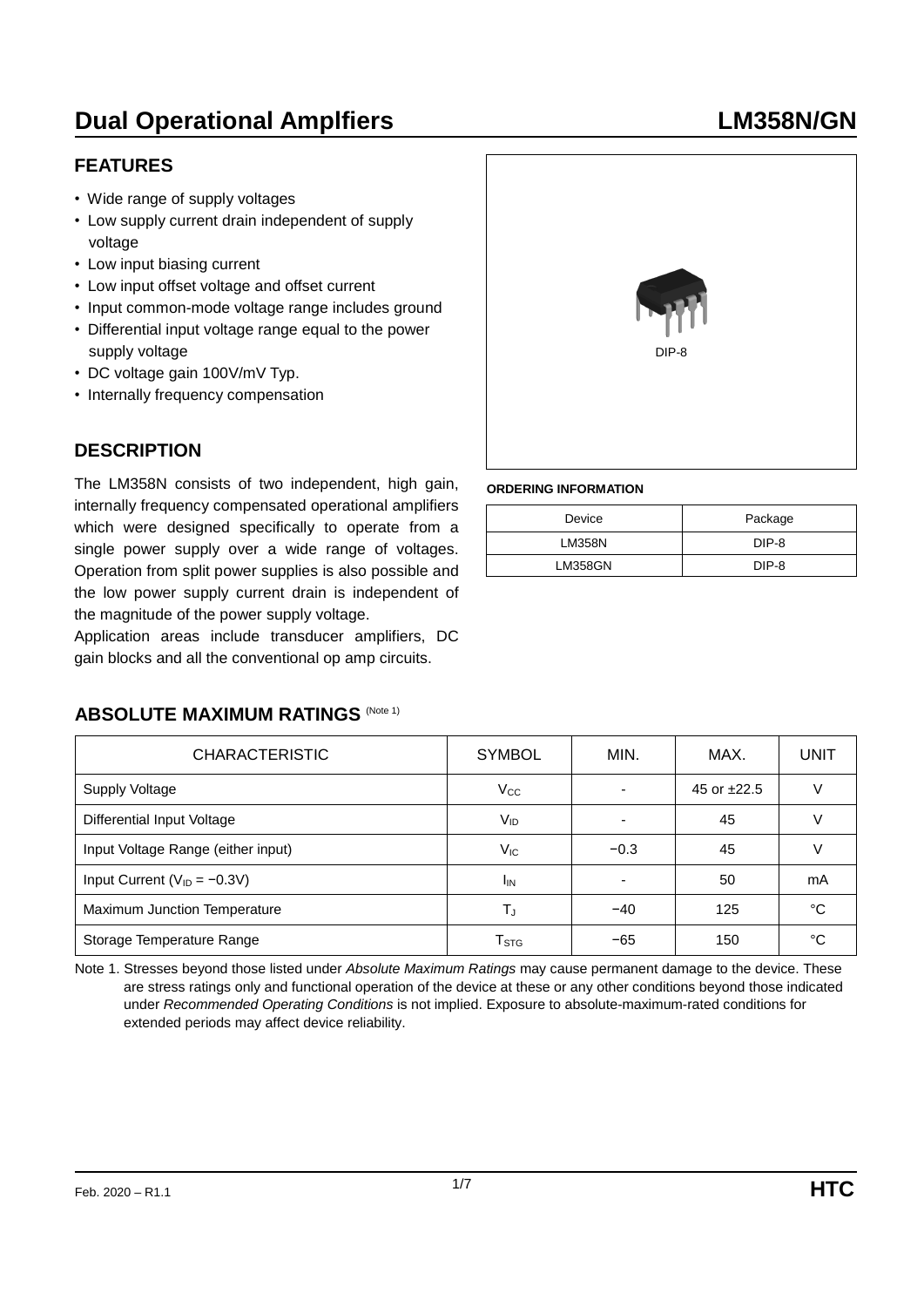// Dual Operational Amplfiers — LM358N/GN

# Dual Operational Amplfiers LM358N/GN

## FEATURES

- Wide range of supply voltages
- Low supply current drain independent of supply voltage
- Low input biasing current
- Low input offset voltage and offset current
- Input common-mode voltage range includes ground
- Differential input voltage range equal to the power supply voltage
- DC voltage gain 100V/mV Typ.
- Internally frequency compensation

DIP-8

## DESCRIPTION

The LM358N consists of two independent, high gain, internally frequency compensated operational amplifiers which were designed specifically to operate from a single power supply over a wide range of voltages. Operation from split power supplies is also possible and the low power supply current drain is independent of the magnitude of the power supply voltage.

Application areas include transducer amplifiers, DC gain blocks and all the conventional op amp circuits.

**ORDERING INFORMATION**

| Device | Package |
|---|---|
| LM358N | DIP-8 |
| LM358GN | DIP-8 |

## ABSOLUTE MAXIMUM RATINGS (Note 1)

| CHARACTERISTIC | SYMBOL | MIN. | MAX. | UNIT |
|---|---|---|---|---|
| Supply Voltage | $V_{CC}$ | - | 45 or ±22.5 | V |
| Differential Input Voltage | $V_{ID}$ | - | 45 | V |
| Input Voltage Range (either input) | $V_{IC}$ | −0.3 | 45 | V |
| Input Current ($V_{ID}$ = −0.3V) | $I_{IN}$ | - | 50 | mA |
| Maximum Junction Temperature | $T_J$ | −40 | 125 | °C |
| Storage Temperature Range | $T_{STG}$ | −65 | 150 | °C |

Note 1. Stresses beyond those listed under *Absolute Maximum Ratings* may cause permanent damage to the device. These are stress ratings only and functional operation of the device at these or any other conditions beyond those indicated under *Recommended Operating Conditions* is not implied. Exposure to absolute-maximum-rated conditions for extended periods may affect device reliability.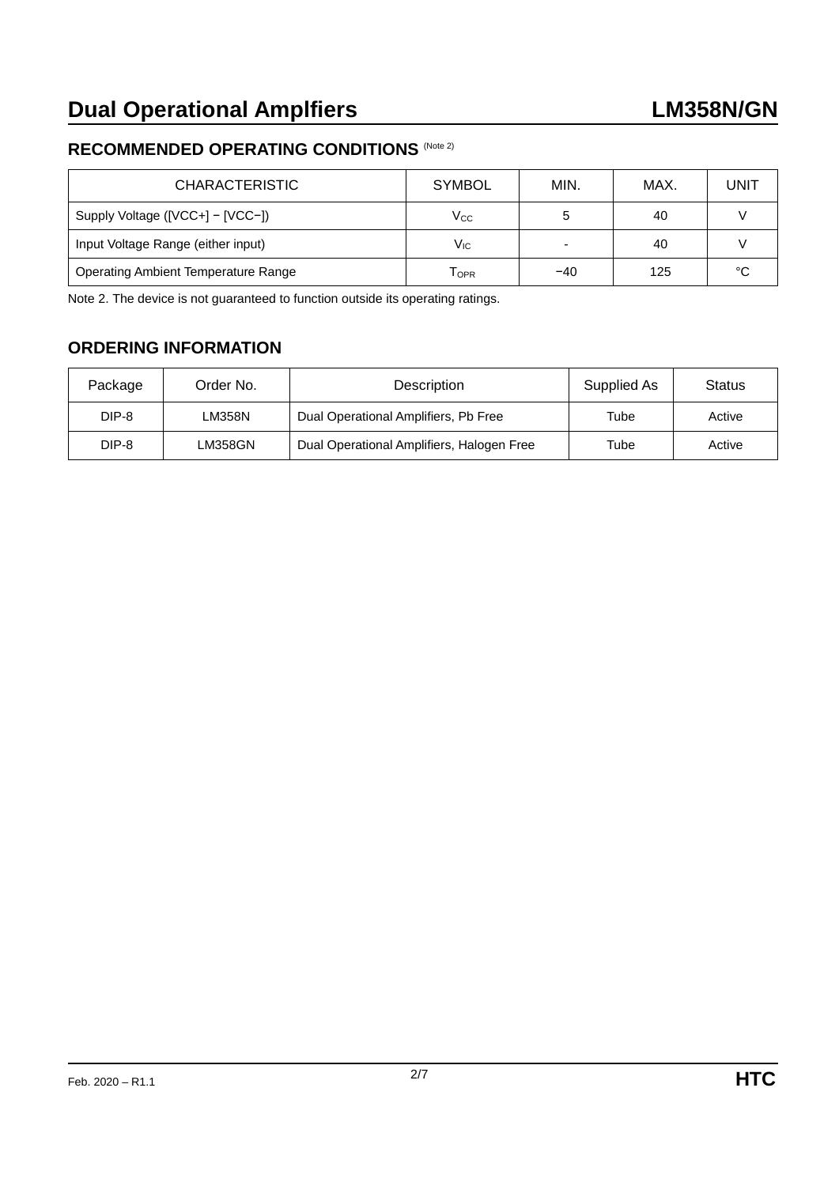## RECOMMENDED OPERATING CONDITIONS (Note 2)

| CHARACTERISTIC | SYMBOL | MIN. | MAX. | UNIT |
|---|---|---|---|---|
| Supply Voltage ([VCC+] − [VCC−]) | $V_{CC}$ | 5 | 40 | V |
| Input Voltage Range (either input) | $V_{IC}$ | - | 40 | V |
| Operating Ambient Temperature Range | $T_{OPR}$ | −40 | 125 | °C |

Note 2. The device is not guaranteed to function outside its operating ratings.

## ORDERING INFORMATION

| Package | Order No. | Description | Supplied As | Status |
|---|---|---|---|---|
| DIP-8 | LM358N | Dual Operational Amplifiers, Pb Free | Tube | Active |
| DIP-8 | LM358GN | Dual Operational Amplifiers, Halogen Free | Tube | Active |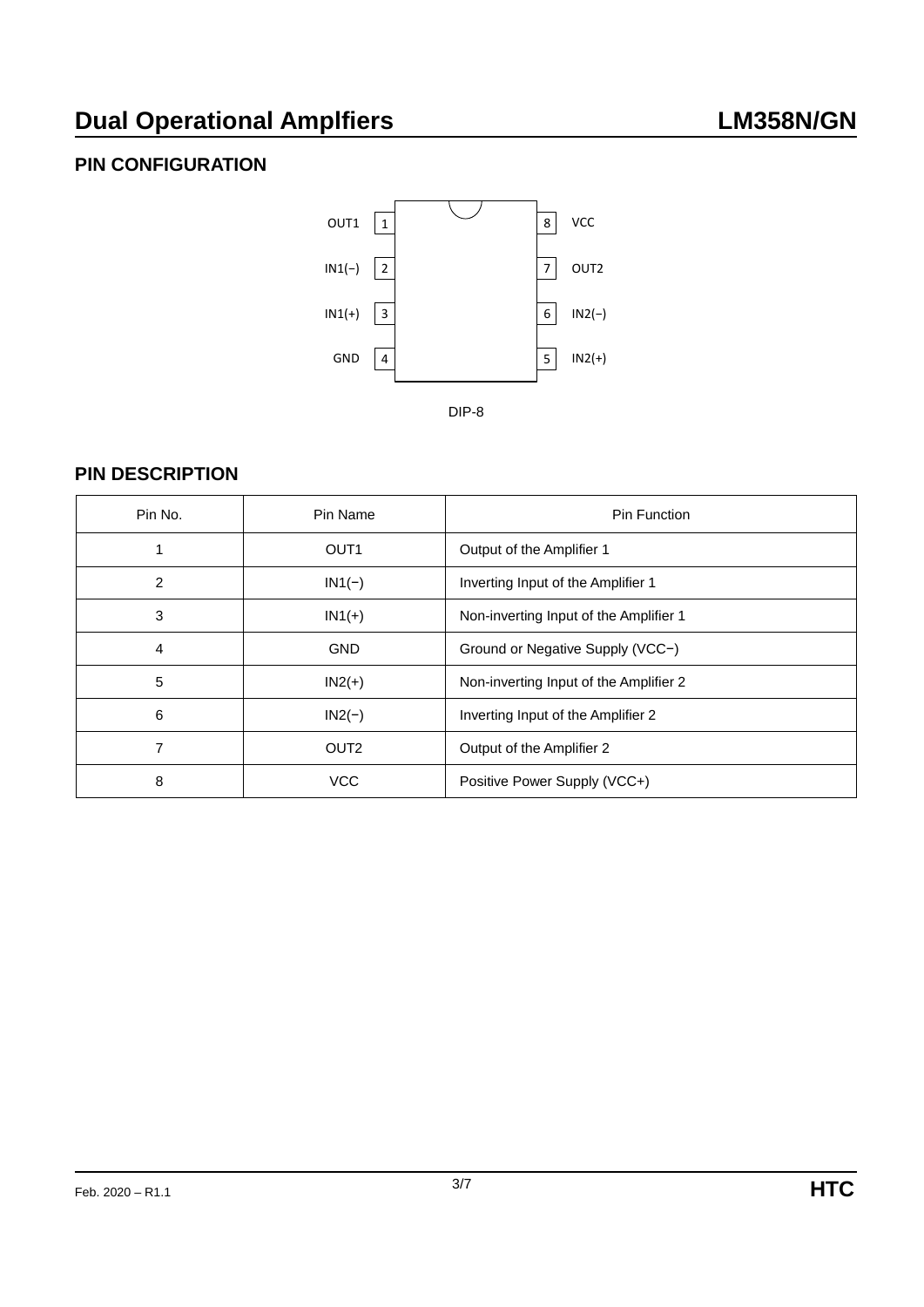## PIN CONFIGURATION

| | Pin | | Pin | |
|---|---|---|---|---|
| OUT1 | 1 | | 8 | VCC |
| IN1(−) | 2 | | 7 | OUT2 |
| IN1(+) | 3 | | 6 | IN2(−) |
| GND | 4 | | 5 | IN2(+) |

DIP-8

## PIN DESCRIPTION

| Pin No. | Pin Name | Pin Function |
|---|---|---|
| 1 | OUT1 | Output of the Amplifier 1 |
| 2 | IN1(−) | Inverting Input of the Amplifier 1 |
| 3 | IN1(+) | Non-inverting Input of the Amplifier 1 |
| 4 | GND | Ground or Negative Supply (VCC−) |
| 5 | IN2(+) | Non-inverting Input of the Amplifier 2 |
| 6 | IN2(−) | Inverting Input of the Amplifier 2 |
| 7 | OUT2 | Output of the Amplifier 2 |
| 8 | VCC | Positive Power Supply (VCC+) |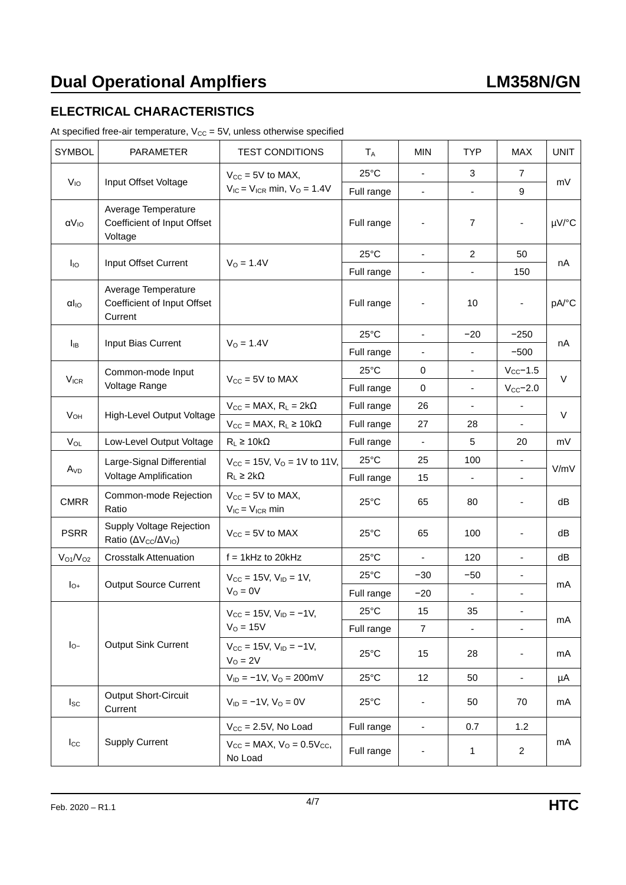## ELECTRICAL CHARACTERISTICS

At specified free-air temperature, $V_{CC}$ = 5V, unless otherwise specified

| SYMBOL | PARAMETER | TEST CONDITIONS | $T_A$ | MIN | TYP | MAX | UNIT |
|---|---|---|---|---|---|---|---|
| $V_{IO}$ | Input Offset Voltage | $V_{CC}$ = 5V to MAX, $V_{IC} = V_{ICR}$ min, $V_O$ = 1.4V | 25°C | - | 3 | 7 | mV |
| | | | Full range | - | - | 9 | |
| $\alpha V_{IO}$ | Average Temperature Coefficient of Input Offset Voltage | | Full range | - | 7 | - | μV/°C |
| $I_{IO}$ | Input Offset Current | $V_O$ = 1.4V | 25°C | - | 2 | 50 | nA |
| | | | Full range | - | - | 150 | |
| $\alpha I_{IO}$ | Average Temperature Coefficient of Input Offset Current | | Full range | - | 10 | - | pA/°C |
| $I_{IB}$ | Input Bias Current | $V_O$ = 1.4V | 25°C | - | −20 | −250 | nA |
| | | | Full range | - | - | −500 | |
| $V_{ICR}$ | Common-mode Input Voltage Range | $V_{CC}$ = 5V to MAX | 25°C | 0 | - | $V_{CC}$−1.5 | V |
| | | | Full range | 0 | - | $V_{CC}$−2.0 | |
| $V_{OH}$ | High-Level Output Voltage | $V_{CC}$ = MAX, $R_L$ = 2kΩ | Full range | 26 | - | - | V |
| | | $V_{CC}$ = MAX, $R_L$ ≥ 10kΩ | Full range | 27 | 28 | - | |
| $V_{OL}$ | Low-Level Output Voltage | $R_L$ ≥ 10kΩ | Full range | - | 5 | 20 | mV |
| $A_{VD}$ | Large-Signal Differential Voltage Amplification | $V_{CC}$ = 15V, $V_O$ = 1V to 11V, $R_L$ ≥ 2kΩ | 25°C | 25 | 100 | - | V/mV |
| | | | Full range | 15 | - | - | |
| CMRR | Common-mode Rejection Ratio | $V_{CC}$ = 5V to MAX, $V_{IC} = V_{ICR}$ min | 25°C | 65 | 80 | - | dB |
| PSRR | Supply Voltage Rejection Ratio ($\Delta V_{CC}/\Delta V_{IO}$) | $V_{CC}$ = 5V to MAX | 25°C | 65 | 100 | - | dB |
| $V_{O1}/V_{O2}$ | Crosstalk Attenuation | f = 1kHz to 20kHz | 25°C | - | 120 | - | dB |
| $I_{O+}$ | Output Source Current | $V_{CC}$ = 15V, $V_{ID}$ = 1V, $V_O$ = 0V | 25°C | −30 | −50 | - | mA |
| | | | Full range | −20 | - | - | |
| $I_{O-}$ | Output Sink Current | $V_{CC}$ = 15V, $V_{ID}$ = −1V, $V_O$ = 15V | 25°C | 15 | 35 | - | mA |
| | | | Full range | 7 | - | - | |
| | | $V_{CC}$ = 15V, $V_{ID}$ = −1V, $V_O$ = 2V | 25°C | 15 | 28 | - | mA |
| | | $V_{ID}$ = −1V, $V_O$ = 200mV | 25°C | 12 | 50 | - | μA |
| $I_{SC}$ | Output Short-Circuit Current | $V_{ID}$ = −1V, $V_O$ = 0V | 25°C | - | 50 | 70 | mA |
| $I_{CC}$ | Supply Current | $V_{CC}$ = 2.5V, No Load | Full range | - | 0.7 | 1.2 | mA |
| | | $V_{CC}$ = MAX, $V_O$ = 0.5$V_{CC}$, No Load | Full range | - | 1 | 2 | |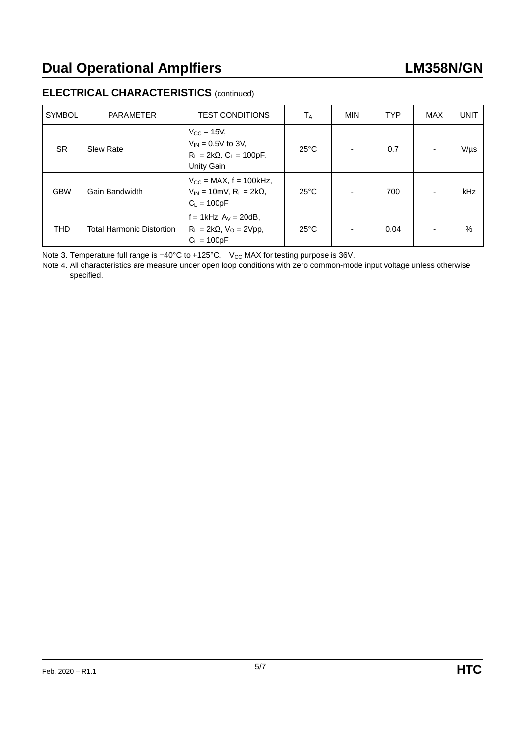## ELECTRICAL CHARACTERISTICS (continued)

| SYMBOL | PARAMETER | TEST CONDITIONS | $T_A$ | MIN | TYP | MAX | UNIT |
|---|---|---|---|---|---|---|---|
| SR | Slew Rate | $V_{CC}$ = 15V, $V_{IN}$ = 0.5V to 3V, $R_L$ = 2kΩ, $C_L$ = 100pF, Unity Gain | 25°C | - | 0.7 | - | V/μs |
| GBW | Gain Bandwidth | $V_{CC}$ = MAX, f = 100kHz, $V_{IN}$ = 10mV, $R_L$ = 2kΩ, $C_L$ = 100pF | 25°C | - | 700 | - | kHz |
| THD | Total Harmonic Distortion | f = 1kHz, $A_V$ = 20dB, $R_L$ = 2kΩ, $V_O$ = 2Vpp, $C_L$ = 100pF | 25°C | - | 0.04 | - | % |

Note 3. Temperature full range is −40°C to +125°C. $V_{CC}$ MAX for testing purpose is 36V.

Note 4. All characteristics are measure under open loop conditions with zero common-mode input voltage unless otherwise specified.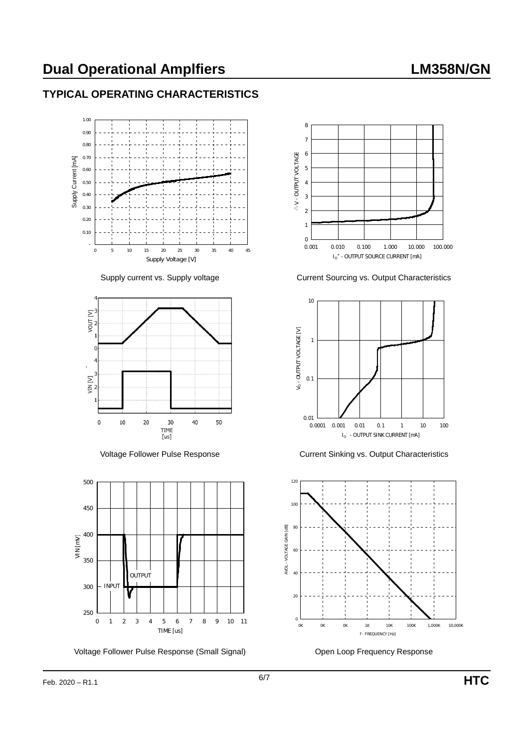## TYPICAL OPERATING CHARACTERISTICS

Supply current vs. Supply voltage

Current Sourcing vs. Output Characteristics

Voltage Follower Pulse Response

Current Sinking vs. Output Characteristics

Voltage Follower Pulse Response (Small Signal)

Open Loop Frequency Response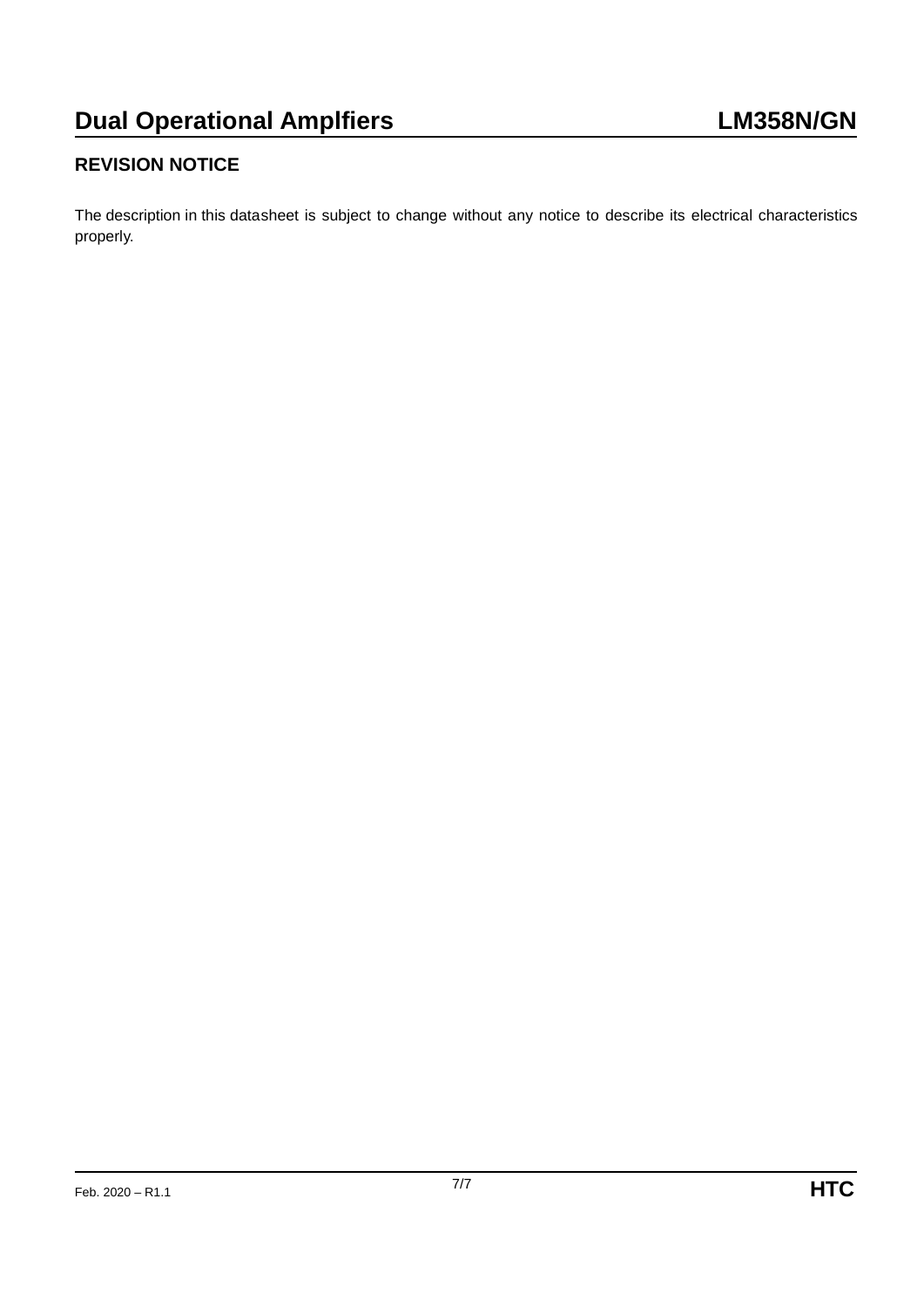## REVISION NOTICE

The description in this datasheet is subject to change without any notice to describe its electrical characteristics properly.